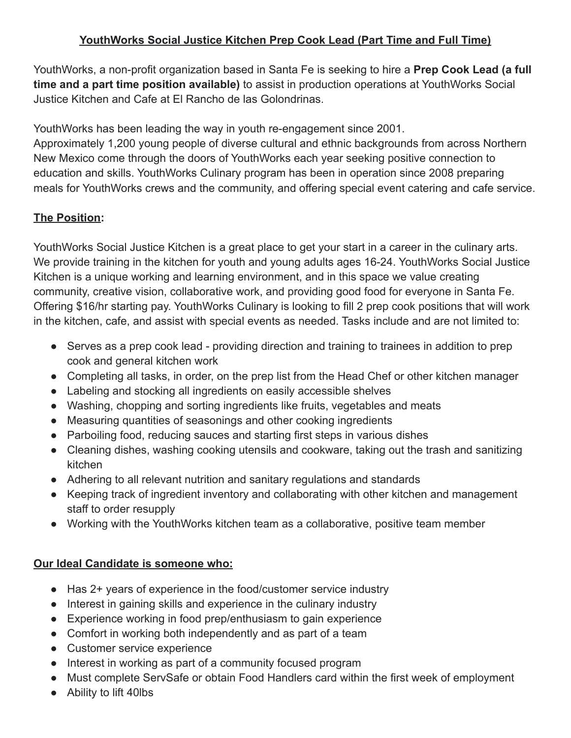# YouthWorks Social Justice Kitchen Prep Cook Lead (Part Time and Full Time)

YouthWorks, a non-profit organization based in Santa Fe is seeking to hire a **Prep Cook Lead (a full time and a part time position available)** to assist in production operations at YouthWorks Social Justice Kitchen and Cafe at El Rancho de las Golondrinas.

YouthWorks has been leading the way in youth re-engagement since 2001.
Approximately 1,200 young people of diverse cultural and ethnic backgrounds from across Northern New Mexico come through the doors of YouthWorks each year seeking positive connection to education and skills. YouthWorks Culinary program has been in operation since 2008 preparing meals for YouthWorks crews and the community, and offering special event catering and cafe service.

## The Position:

YouthWorks Social Justice Kitchen is a great place to get your start in a career in the culinary arts. We provide training in the kitchen for youth and young adults ages 16-24. YouthWorks Social Justice Kitchen is a unique working and learning environment, and in this space we value creating community, creative vision, collaborative work, and providing good food for everyone in Santa Fe. Offering $16/hr starting pay. YouthWorks Culinary is looking to fill 2 prep cook positions that will work in the kitchen, cafe, and assist with special events as needed. Tasks include and are not limited to:

- Serves as a prep cook lead - providing direction and training to trainees in addition to prep cook and general kitchen work
- Completing all tasks, in order, on the prep list from the Head Chef or other kitchen manager
- Labeling and stocking all ingredients on easily accessible shelves
- Washing, chopping and sorting ingredients like fruits, vegetables and meats
- Measuring quantities of seasonings and other cooking ingredients
- Parboiling food, reducing sauces and starting first steps in various dishes
- Cleaning dishes, washing cooking utensils and cookware, taking out the trash and sanitizing kitchen
- Adhering to all relevant nutrition and sanitary regulations and standards
- Keeping track of ingredient inventory and collaborating with other kitchen and management staff to order resupply
- Working with the YouthWorks kitchen team as a collaborative, positive team member

## Our Ideal Candidate is someone who:

- Has 2+ years of experience in the food/customer service industry
- Interest in gaining skills and experience in the culinary industry
- Experience working in food prep/enthusiasm to gain experience
- Comfort in working both independently and as part of a team
- Customer service experience
- Interest in working as part of a community focused program
- Must complete ServSafe or obtain Food Handlers card within the first week of employment
- Ability to lift 40lbs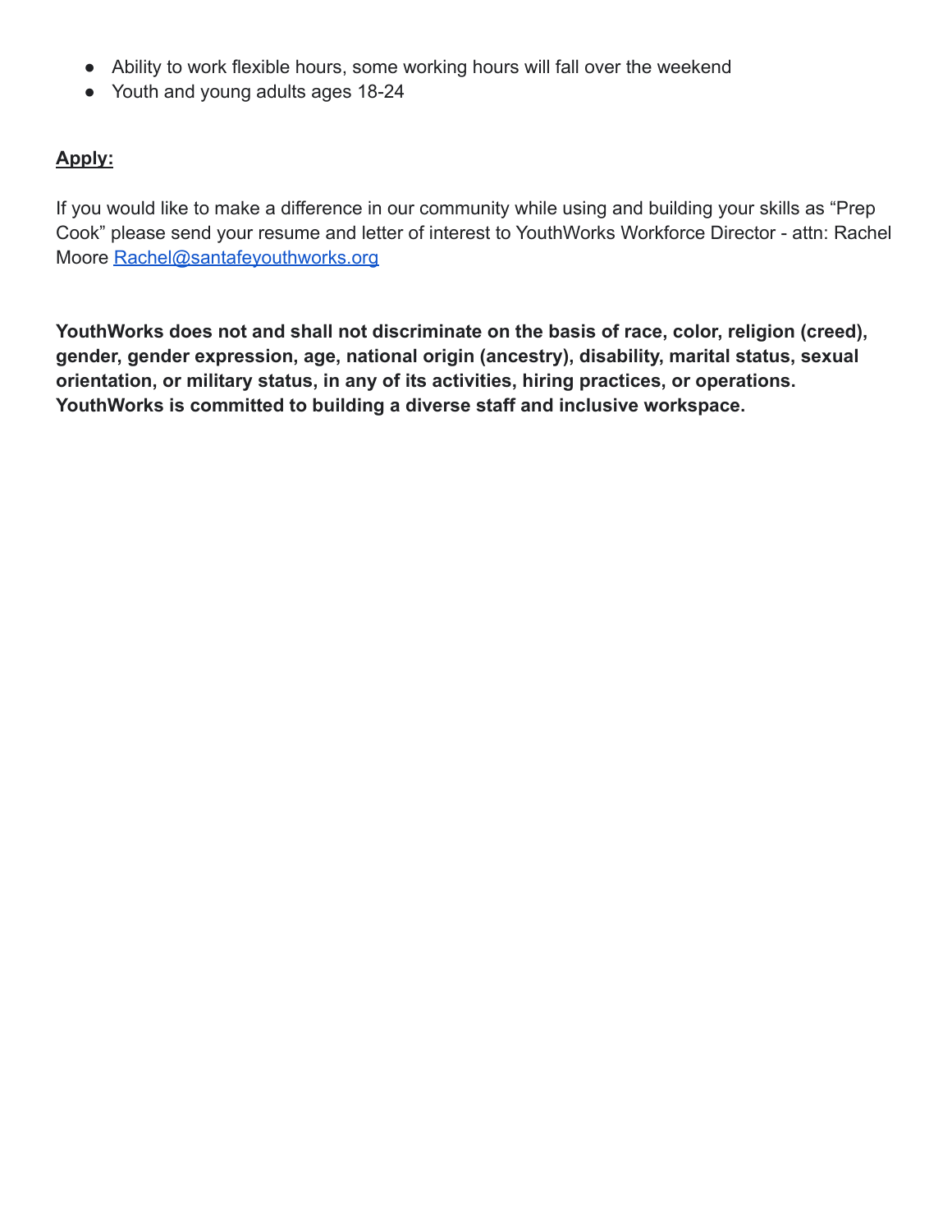- Ability to work flexible hours, some working hours will fall over the weekend
- Youth and young adults ages 18-24

**Apply:**

If you would like to make a difference in our community while using and building your skills as "Prep Cook" please send your resume and letter of interest to YouthWorks Workforce Director - attn: Rachel Moore [Rachel@santafeyouthworks.org](mailto:Rachel@santafeyouthworks.org)

**YouthWorks does not and shall not discriminate on the basis of race, color, religion (creed), gender, gender expression, age, national origin (ancestry), disability, marital status, sexual orientation, or military status, in any of its activities, hiring practices, or operations. YouthWorks is committed to building a diverse staff and inclusive workspace.**